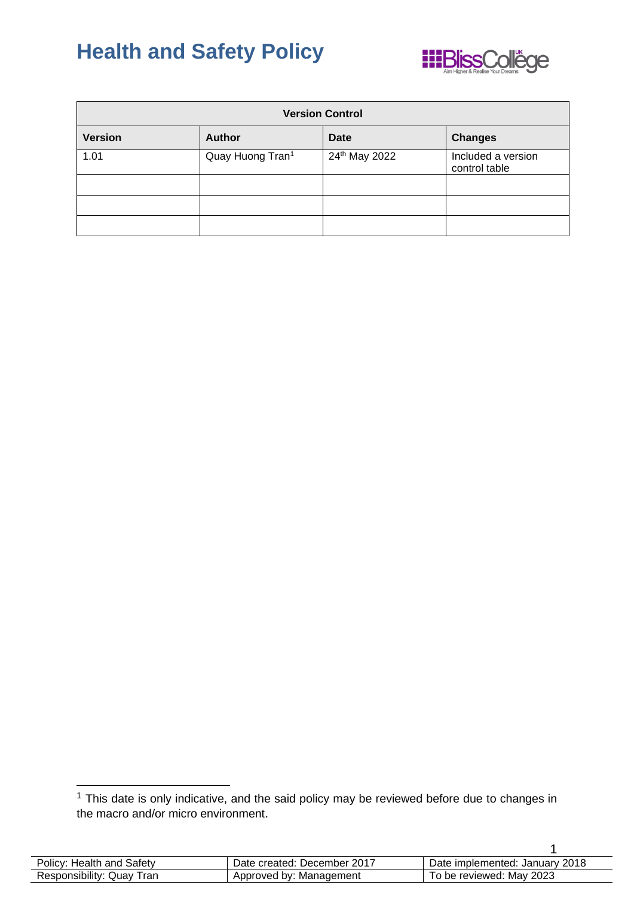# Health and Safety Policy

| Version Control | | | |
|---|---|---|---|
| **Version** | **Author** | **Date** | **Changes** |
| 1.01 | Quay Huong Tran[1] | 24th May 2022 | Included a version control table |
| | | | |
| | | | |
| | | | |

[1] This date is only indicative, and the said policy may be reviewed before due to changes in the macro and/or micro environment.

| | | |
|---|---|---|
| Policy: Health and Safety | Date created: December 2017 | Date implemented: January 2018 |
| Responsibility: Quay Tran | Approved by: Management | To be reviewed: May 2023 |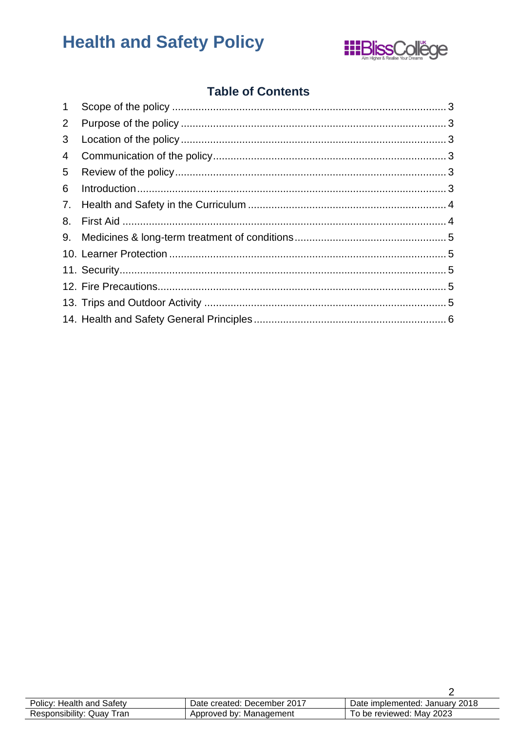## Table of Contents

1 Scope of the policy ..... 3
2 Purpose of the policy ..... 3
3 Location of the policy ..... 3
4 Communication of the policy ..... 3
5 Review of the policy ..... 3
6 Introduction ..... 3
7. Health and Safety in the Curriculum ..... 4
8. First Aid ..... 4
9. Medicines & long-term treatment of conditions ..... 5
10. Learner Protection ..... 5
11. Security ..... 5
12. Fire Precautions ..... 5
13. Trips and Outdoor Activity ..... 5
14. Health and Safety General Principles ..... 6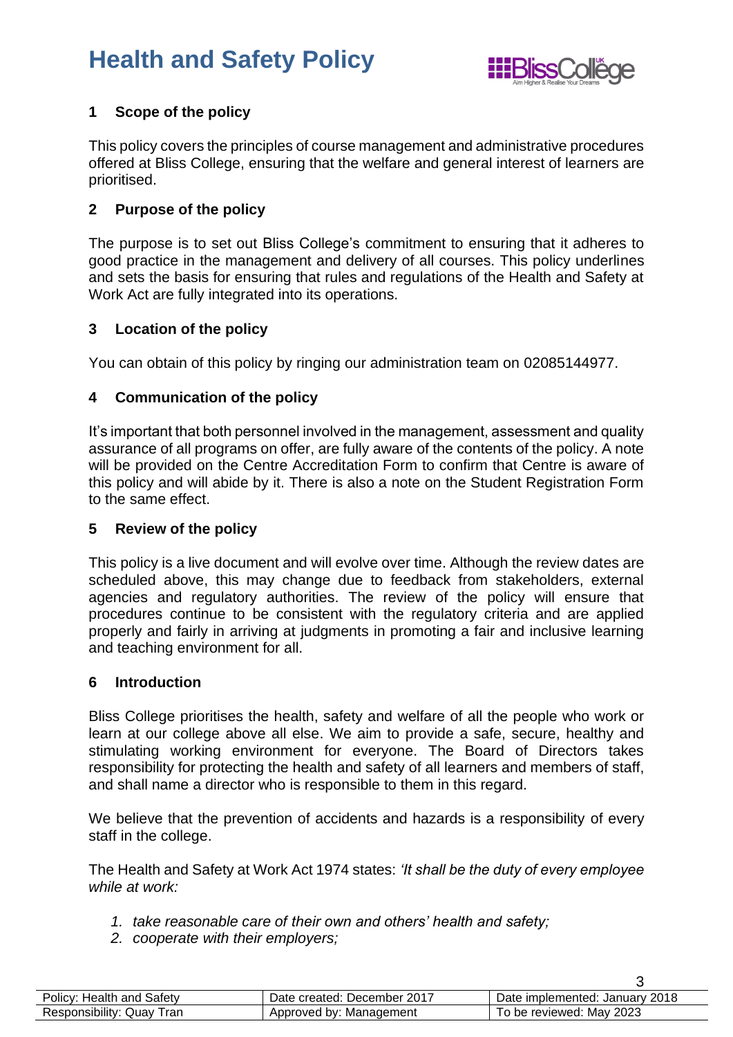# Health and Safety Policy

## 1 Scope of the policy

This policy covers the principles of course management and administrative procedures offered at Bliss College, ensuring that the welfare and general interest of learners are prioritised.

## 2 Purpose of the policy

The purpose is to set out Bliss College's commitment to ensuring that it adheres to good practice in the management and delivery of all courses. This policy underlines and sets the basis for ensuring that rules and regulations of the Health and Safety at Work Act are fully integrated into its operations.

## 3 Location of the policy

You can obtain of this policy by ringing our administration team on 02085144977.

## 4 Communication of the policy

It's important that both personnel involved in the management, assessment and quality assurance of all programs on offer, are fully aware of the contents of the policy. A note will be provided on the Centre Accreditation Form to confirm that Centre is aware of this policy and will abide by it. There is also a note on the Student Registration Form to the same effect.

## 5 Review of the policy

This policy is a live document and will evolve over time. Although the review dates are scheduled above, this may change due to feedback from stakeholders, external agencies and regulatory authorities. The review of the policy will ensure that procedures continue to be consistent with the regulatory criteria and are applied properly and fairly in arriving at judgments in promoting a fair and inclusive learning and teaching environment for all.

## 6 Introduction

Bliss College prioritises the health, safety and welfare of all the people who work or learn at our college above all else. We aim to provide a safe, secure, healthy and stimulating working environment for everyone. The Board of Directors takes responsibility for protecting the health and safety of all learners and members of staff, and shall name a director who is responsible to them in this regard.

We believe that the prevention of accidents and hazards is a responsibility of every staff in the college.

The Health and Safety at Work Act 1974 states: *'It shall be the duty of every employee while at work:*

1. *take reasonable care of their own and others' health and safety;*
2. *cooperate with their employers;*

| Policy: Health and Safety | Date created: December 2017 | Date implemented: January 2018 |
|---|---|---|
| Responsibility: Quay Tran | Approved by: Management | To be reviewed: May 2023 |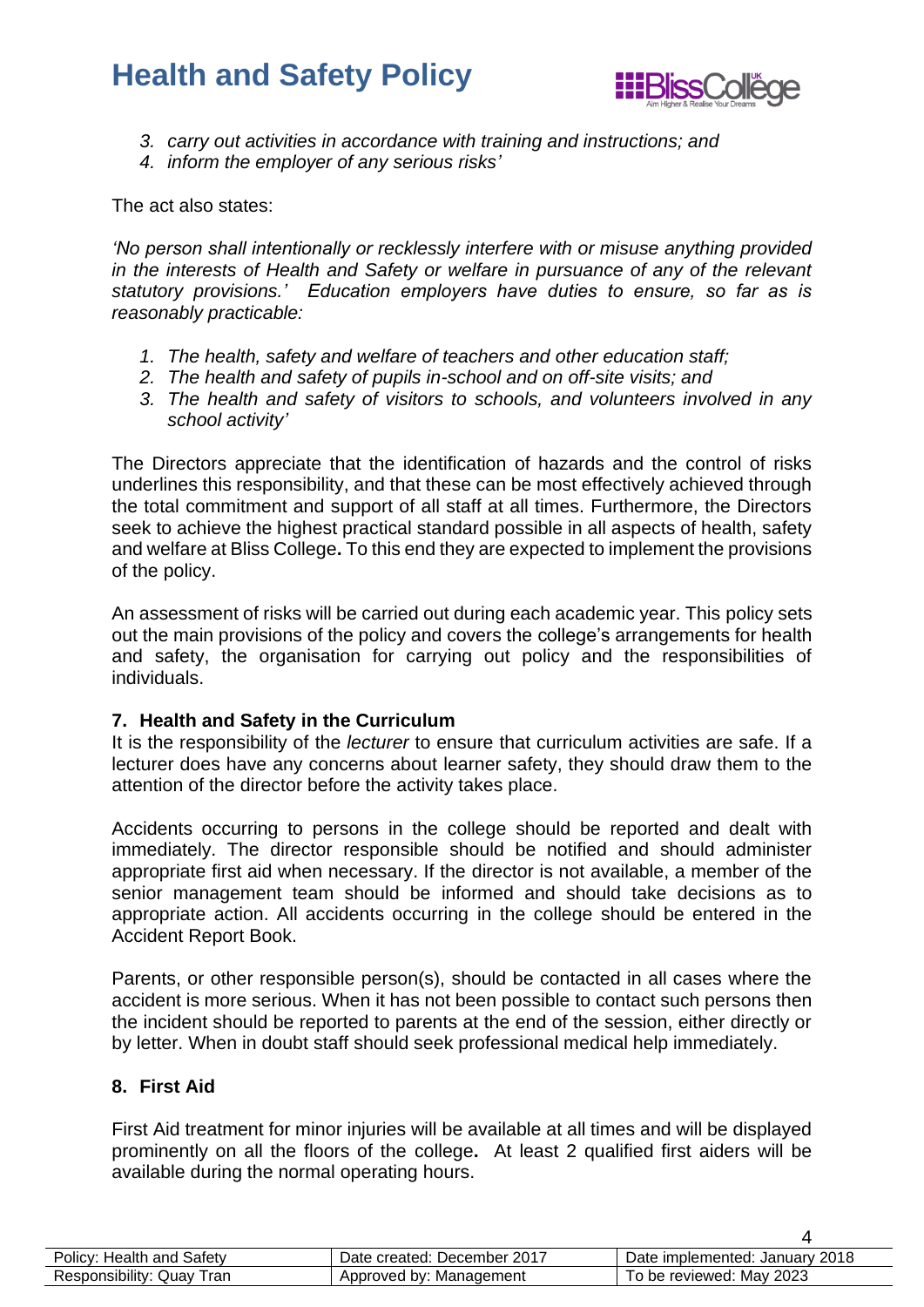3. *carry out activities in accordance with training and instructions; and*
4. *inform the employer of any serious risks'*

The act also states:

*'No person shall intentionally or recklessly interfere with or misuse anything provided in the interests of Health and Safety or welfare in pursuance of any of the relevant statutory provisions.' Education employers have duties to ensure, so far as is reasonably practicable:*

1. *The health, safety and welfare of teachers and other education staff;*
2. *The health and safety of pupils in-school and on off-site visits; and*
3. *The health and safety of visitors to schools, and volunteers involved in any school activity'*

The Directors appreciate that the identification of hazards and the control of risks underlines this responsibility, and that these can be most effectively achieved through the total commitment and support of all staff at all times. Furthermore, the Directors seek to achieve the highest practical standard possible in all aspects of health, safety and welfare at Bliss College**.** To this end they are expected to implement the provisions of the policy.

An assessment of risks will be carried out during each academic year. This policy sets out the main provisions of the policy and covers the college's arrangements for health and safety, the organisation for carrying out policy and the responsibilities of individuals.

## 7. Health and Safety in the Curriculum

It is the responsibility of the *lecturer* to ensure that curriculum activities are safe. If a lecturer does have any concerns about learner safety, they should draw them to the attention of the director before the activity takes place.

Accidents occurring to persons in the college should be reported and dealt with immediately. The director responsible should be notified and should administer appropriate first aid when necessary. If the director is not available, a member of the senior management team should be informed and should take decisions as to appropriate action. All accidents occurring in the college should be entered in the Accident Report Book.

Parents, or other responsible person(s), should be contacted in all cases where the accident is more serious. When it has not been possible to contact such persons then the incident should be reported to parents at the end of the session, either directly or by letter. When in doubt staff should seek professional medical help immediately.

## 8. First Aid

First Aid treatment for minor injuries will be available at all times and will be displayed prominently on all the floors of the college**.** At least 2 qualified first aiders will be available during the normal operating hours.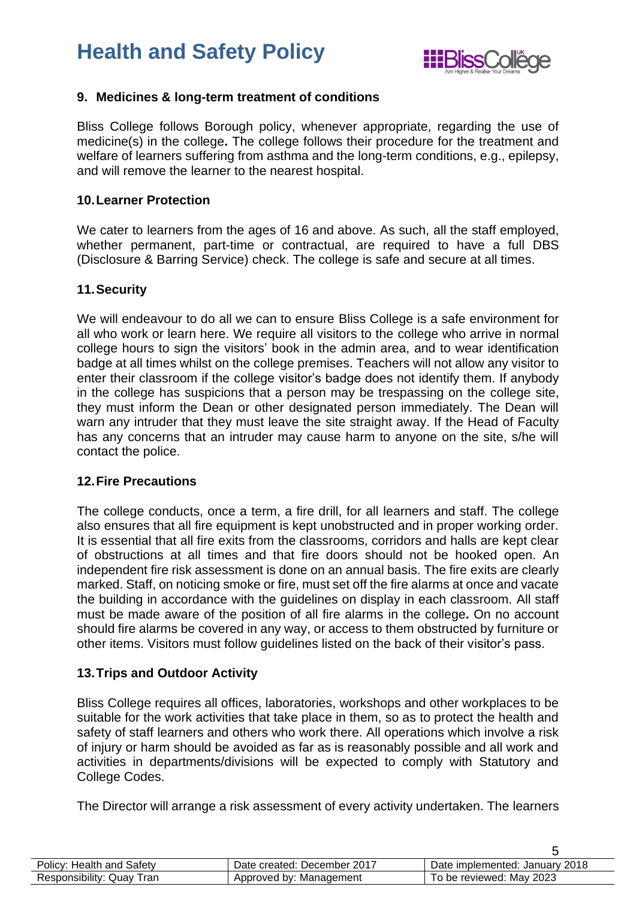## 9. Medicines & long-term treatment of conditions

Bliss College follows Borough policy, whenever appropriate, regarding the use of medicine(s) in the college**.** The college follows their procedure for the treatment and welfare of learners suffering from asthma and the long-term conditions, e.g., epilepsy, and will remove the learner to the nearest hospital.

## 10. Learner Protection

We cater to learners from the ages of 16 and above. As such, all the staff employed, whether permanent, part-time or contractual, are required to have a full DBS (Disclosure & Barring Service) check. The college is safe and secure at all times.

## 11. Security

We will endeavour to do all we can to ensure Bliss College is a safe environment for all who work or learn here. We require all visitors to the college who arrive in normal college hours to sign the visitors' book in the admin area, and to wear identification badge at all times whilst on the college premises. Teachers will not allow any visitor to enter their classroom if the college visitor's badge does not identify them. If anybody in the college has suspicions that a person may be trespassing on the college site, they must inform the Dean or other designated person immediately. The Dean will warn any intruder that they must leave the site straight away. If the Head of Faculty has any concerns that an intruder may cause harm to anyone on the site, s/he will contact the police.

## 12. Fire Precautions

The college conducts, once a term, a fire drill, for all learners and staff. The college also ensures that all fire equipment is kept unobstructed and in proper working order. It is essential that all fire exits from the classrooms, corridors and halls are kept clear of obstructions at all times and that fire doors should not be hooked open. An independent fire risk assessment is done on an annual basis. The fire exits are clearly marked. Staff, on noticing smoke or fire, must set off the fire alarms at once and vacate the building in accordance with the guidelines on display in each classroom. All staff must be made aware of the position of all fire alarms in the college**.** On no account should fire alarms be covered in any way, or access to them obstructed by furniture or other items. Visitors must follow guidelines listed on the back of their visitor's pass.

## 13. Trips and Outdoor Activity

Bliss College requires all offices, laboratories, workshops and other workplaces to be suitable for the work activities that take place in them, so as to protect the health and safety of staff learners and others who work there. All operations which involve a risk of injury or harm should be avoided as far as is reasonably possible and all work and activities in departments/divisions will be expected to comply with Statutory and College Codes.

The Director will arrange a risk assessment of every activity undertaken. The learners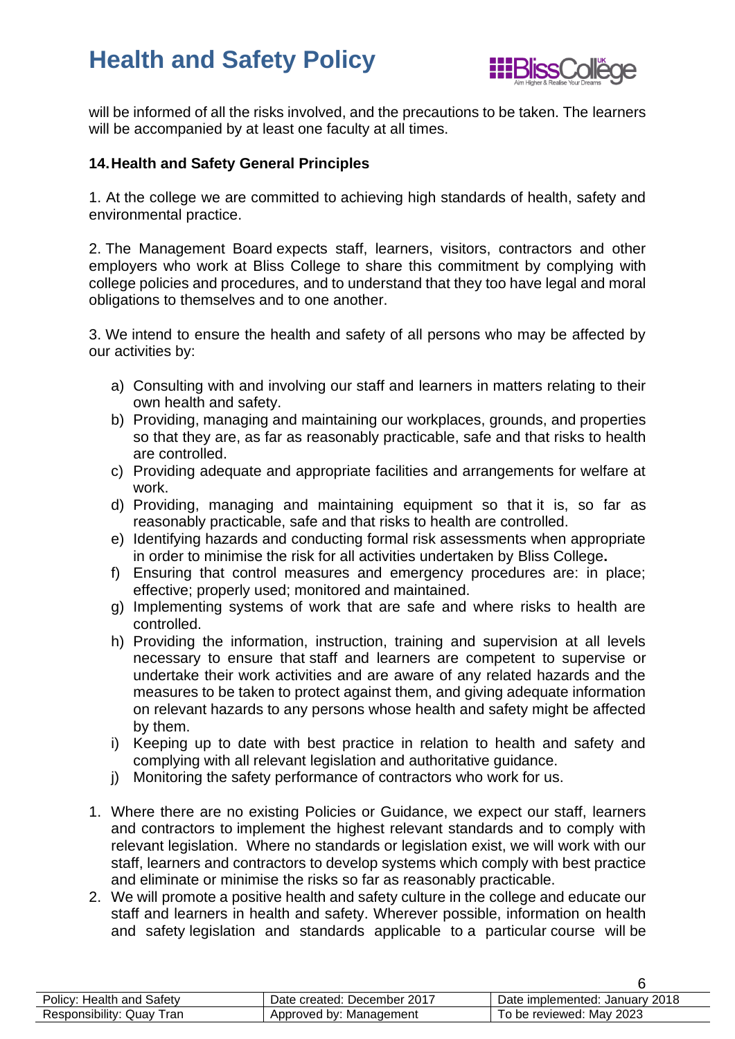will be informed of all the risks involved, and the precautions to be taken. The learners will be accompanied by at least one faculty at all times.

## 14. Health and Safety General Principles

1. At the college we are committed to achieving high standards of health, safety and environmental practice.

2. The Management Board expects staff, learners, visitors, contractors and other employers who work at Bliss College to share this commitment by complying with college policies and procedures, and to understand that they too have legal and moral obligations to themselves and to one another.

3. We intend to ensure the health and safety of all persons who may be affected by our activities by:

   a) Consulting with and involving our staff and learners in matters relating to their own health and safety.
   b) Providing, managing and maintaining our workplaces, grounds, and properties so that they are, as far as reasonably practicable, safe and that risks to health are controlled.
   c) Providing adequate and appropriate facilities and arrangements for welfare at work.
   d) Providing, managing and maintaining equipment so that it is, so far as reasonably practicable, safe and that risks to health are controlled.
   e) Identifying hazards and conducting formal risk assessments when appropriate in order to minimise the risk for all activities undertaken by Bliss College**.**
   f) Ensuring that control measures and emergency procedures are: in place; effective; properly used; monitored and maintained.
   g) Implementing systems of work that are safe and where risks to health are controlled.
   h) Providing the information, instruction, training and supervision at all levels necessary to ensure that staff and learners are competent to supervise or undertake their work activities and are aware of any related hazards and the measures to be taken to protect against them, and giving adequate information on relevant hazards to any persons whose health and safety might be affected by them.
   i) Keeping up to date with best practice in relation to health and safety and complying with all relevant legislation and authoritative guidance.
   j) Monitoring the safety performance of contractors who work for us.

1. Where there are no existing Policies or Guidance, we expect our staff, learners and contractors to implement the highest relevant standards and to comply with relevant legislation. Where no standards or legislation exist, we will work with our staff, learners and contractors to develop systems which comply with best practice and eliminate or minimise the risks so far as reasonably practicable.
2. We will promote a positive health and safety culture in the college and educate our staff and learners in health and safety. Wherever possible, information on health and safety legislation and standards applicable to a particular course will be

| Policy: Health and Safety | Date created: December 2017 | Date implemented: January 2018 |
| --- | --- | --- |
| Responsibility: Quay Tran | Approved by: Management | To be reviewed: May 2023 |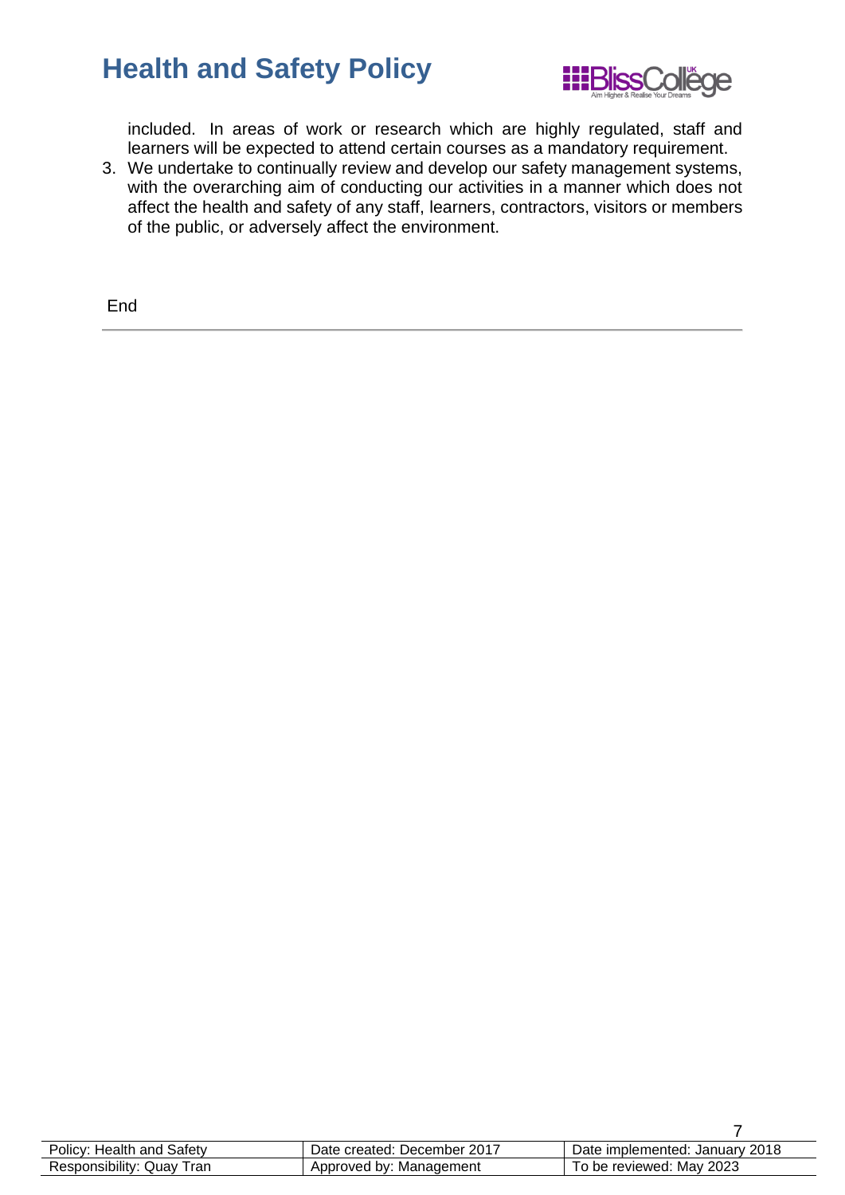included. In areas of work or research which are highly regulated, staff and learners will be expected to attend certain courses as a mandatory requirement.

3. We undertake to continually review and develop our safety management systems, with the overarching aim of conducting our activities in a manner which does not affect the health and safety of any staff, learners, contractors, visitors or members of the public, or adversely affect the environment.

End

---